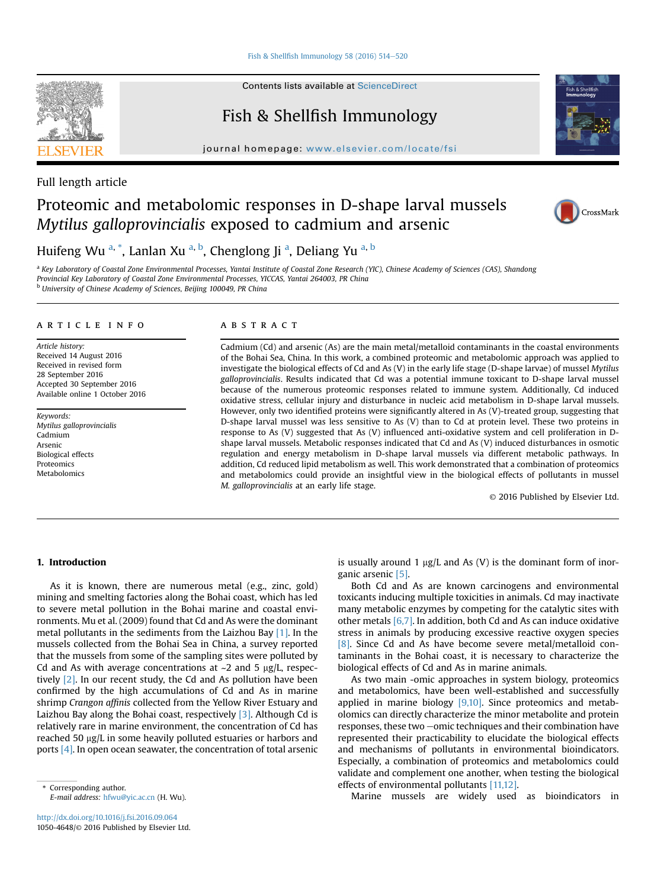Full length article

# Proteomic and metabolomic responses in D-shape larval mussels *Mytilus galloprovincialis* exposed to cadmium and arsenic

Huifeng Wu [a,*], Lanlan Xu [a,b], Chenglong Ji [a], Deliang Yu [a,b]

[a] Key Laboratory of Coastal Zone Environmental Processes, Yantai Institute of Coastal Zone Research (YIC), Chinese Academy of Sciences (CAS), Shandong Provincial Key Laboratory of Coastal Zone Environmental Processes, YICCAS, Yantai 264003, PR China
[b] University of Chinese Academy of Sciences, Beijing 100049, PR China

## ARTICLE INFO

*Article history:*
Received 14 August 2016
Received in revised form
28 September 2016
Accepted 30 September 2016
Available online 1 October 2016

*Keywords:*
*Mytilus galloprovincialis*
Cadmium
Arsenic
Biological effects
Proteomics
Metabolomics

## ABSTRACT

Cadmium (Cd) and arsenic (As) are the main metal/metalloid contaminants in the coastal environments of the Bohai Sea, China. In this work, a combined proteomic and metabolomic approach was applied to investigate the biological effects of Cd and As (V) in the early life stage (D-shape larvae) of mussel *Mytilus galloprovincialis*. Results indicated that Cd was a potential immune toxicant to D-shape larval mussel because of the numerous proteomic responses related to immune system. Additionally, Cd induced oxidative stress, cellular injury and disturbance in nucleic acid metabolism in D-shape larval mussels. However, only two identified proteins were significantly altered in As (V)-treated group, suggesting that D-shape larval mussel was less sensitive to As (V) than to Cd at protein level. These two proteins in response to As (V) suggested that As (V) influenced anti-oxidative system and cell proliferation in D-shape larval mussels. Metabolic responses indicated that Cd and As (V) induced disturbances in osmotic regulation and energy metabolism in D-shape larval mussels via different metabolic pathways. In addition, Cd reduced lipid metabolism as well. This work demonstrated that a combination of proteomics and metabolomics could provide an insightful view in the biological effects of pollutants in mussel *M. galloprovincialis* at an early life stage.

© 2016 Published by Elsevier Ltd.

## 1. Introduction

As it is known, there are numerous metal (e.g., zinc, gold) mining and smelting factories along the Bohai coast, which has led to severe metal pollution in the Bohai marine and coastal environments. Mu et al. (2009) found that Cd and As were the dominant metal pollutants in the sediments from the Laizhou Bay [1]. In the mussels collected from the Bohai Sea in China, a survey reported that the mussels from some of the sampling sites were polluted by Cd and As with average concentrations at ~2 and 5 μg/L, respectively [2]. In our recent study, the Cd and As pollution have been confirmed by the high accumulations of Cd and As in marine shrimp *Crangon affinis* collected from the Yellow River Estuary and Laizhou Bay along the Bohai coast, respectively [3]. Although Cd is relatively rare in marine environment, the concentration of Cd has reached 50 μg/L in some heavily polluted estuaries or harbors and ports [4]. In open ocean seawater, the concentration of total arsenic is usually around 1 μg/L and As (V) is the dominant form of inorganic arsenic [5].

Both Cd and As are known carcinogens and environmental toxicants inducing multiple toxicities in animals. Cd may inactivate many metabolic enzymes by competing for the catalytic sites with other metals [6,7]. In addition, both Cd and As can induce oxidative stress in animals by producing excessive reactive oxygen species [8]. Since Cd and As have become severe metal/metalloid contaminants in the Bohai coast, it is necessary to characterize the biological effects of Cd and As in marine animals.

As two main -omic approaches in system biology, proteomics and metabolomics, have been well-established and successfully applied in marine biology [9,10]. Since proteomics and metabolomics can directly characterize the minor metabolite and protein responses, these two -omic techniques and their combination have represented their practicability to elucidate the biological effects and mechanisms of pollutants in environmental bioindicators. Especially, a combination of proteomics and metabolomics could validate and complement one another, when testing the biological effects of environmental pollutants [11,12].

Marine mussels are widely used as bioindicators in

* Corresponding author.
E-mail address: hfwu@yic.ac.cn (H. Wu).

http://dx.doi.org/10.1016/j.fsi.2016.09.064
1050-4648/© 2016 Published by Elsevier Ltd.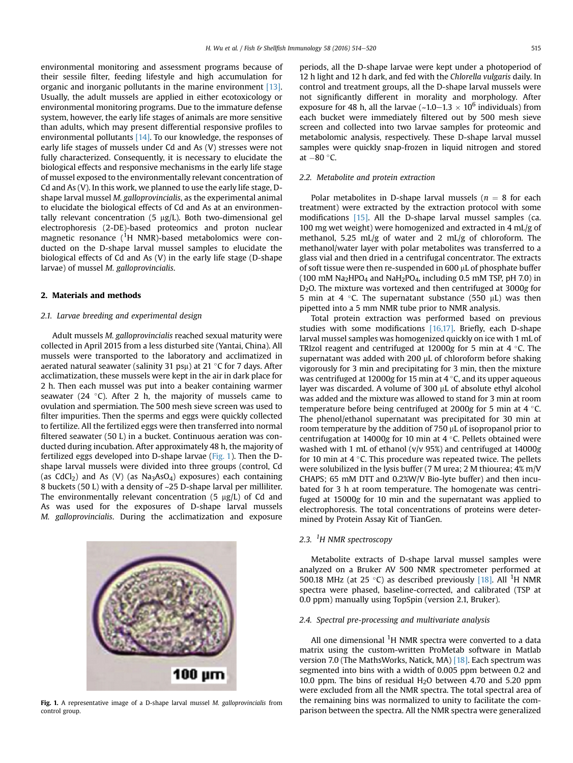environmental monitoring and assessment programs because of their sessile filter, feeding lifestyle and high accumulation for organic and inorganic pollutants in the marine environment [13]. Usually, the adult mussels are applied in either ecotoxicology or environmental monitoring programs. Due to the immature defense system, however, the early life stages of animals are more sensitive than adults, which may present differential responsive profiles to environmental pollutants [14]. To our knowledge, the responses of early life stages of mussels under Cd and As (V) stresses were not fully characterized. Consequently, it is necessary to elucidate the biological effects and responsive mechanisms in the early life stage of mussel exposed to the environmentally relevant concentration of Cd and As (V). In this work, we planned to use the early life stage, D-shape larval mussel *M. galloprovincialis*, as the experimental animal to elucidate the biological effects of Cd and As at an environmentally relevant concentration (5 μg/L). Both two-dimensional gel electrophoresis (2-DE)-based proteomics and proton nuclear magnetic resonance ($^1H$ NMR)-based metabolomics were conducted on the D-shape larval mussel samples to elucidate the biological effects of Cd and As (V) in the early life stage (D-shape larvae) of mussel *M. galloprovincialis*.

## 2. Materials and methods

### 2.1. Larvae breeding and experimental design

Adult mussels *M. galloprovincialis* reached sexual maturity were collected in April 2015 from a less disturbed site (Yantai, China). All mussels were transported to the laboratory and acclimatized in aerated natural seawater (salinity 31 psμ) at 21 °C for 7 days. After acclimatization, these mussels were kept in the air in dark place for 2 h. Then each mussel was put into a beaker containing warmer seawater (24 °C). After 2 h, the majority of mussels came to ovulation and spermiation. The 500 mesh sieve screen was used to filter impurities. Then the sperms and eggs were quickly collected to fertilize. All the fertilized eggs were then transferred into normal filtered seawater (50 L) in a bucket. Continuous aeration was conducted during incubation. After approximately 48 h, the majority of fertilized eggs developed into D-shape larvae (Fig. 1). Then the D-shape larval mussels were divided into three groups (control, Cd (as $CdCl_2$) and As (V) (as $Na_3AsO_4$) exposures) each containing 8 buckets (50 L) with a density of ~25 D-shape larval per milliliter. The environmentally relevant concentration (5 μg/L) of Cd and As was used for the exposures of D-shape larval mussels *M. galloprovincialis*. During the acclimatization and exposure periods, all the D-shape larvae were kept under a photoperiod of 12 h light and 12 h dark, and fed with the *Chlorella vulgaris* daily. In control and treatment groups, all the D-shape larval mussels were not significantly different in morality and morphology. After exposure for 48 h, all the larvae (~1.0–1.3 × $10^6$ individuals) from each bucket were immediately filtered out by 500 mesh sieve screen and collected into two larvae samples for proteomic and metabolomic analysis, respectively. These D-shape larval mussel samples were quickly snap-frozen in liquid nitrogen and stored at −80 °C.

Fig. 1. A representative image of a D-shape larval mussel *M. galloprovincialis* from control group.

### 2.2. Metabolite and protein extraction

Polar metabolites in D-shape larval mussels ($n = 8$ for each treatment) were extracted by the extraction protocol with some modifications [15]. All the D-shape larval mussel samples (ca. 100 mg wet weight) were homogenized and extracted in 4 mL/g of methanol, 5.25 mL/g of water and 2 mL/g of chloroform. The methanol/water layer with polar metabolites was transferred to a glass vial and then dried in a centrifugal concentrator. The extracts of soft tissue were then re-suspended in 600 μL of phosphate buffer (100 mM $Na_2HPO_4$ and $NaH_2PO_4$, including 0.5 mM TSP, pH 7.0) in $D_2O$. The mixture was vortexed and then centrifuged at 3000*g* for 5 min at 4 °C. The supernatant substance (550 μL) was then pipetted into a 5 mm NMR tube prior to NMR analysis.

Total protein extraction was performed based on previous studies with some modifications [16,17]. Briefly, each D-shape larval mussel samples was homogenized quickly on ice with 1 mL of TRIzol reagent and centrifuged at 12000*g* for 5 min at 4 °C. The supernatant was added with 200 μL of chloroform before shaking vigorously for 3 min and precipitating for 3 min, then the mixture was centrifuged at 12000*g* for 15 min at 4 °C, and its upper aqueous layer was discarded. A volume of 300 μL of absolute ethyl alcohol was added and the mixture was allowed to stand for 3 min at room temperature before being centrifuged at 2000*g* for 5 min at 4 °C. The phenol/ethanol supernatant was precipitated for 30 min at room temperature by the addition of 750 μL of isopropanol prior to centrifugation at 14000*g* for 10 min at 4 °C. Pellets obtained were washed with 1 mL of ethanol (v/v 95%) and centrifuged at 14000*g* for 10 min at 4 °C. This procedure was repeated twice. The pellets were solubilized in the lysis buffer (7 M urea; 2 M thiourea; 4% m/V CHAPS; 65 mM DTT and 0.2%W/V Bio-lyte buffer) and then incubated for 3 h at room temperature. The homogenate was centrifuged at 15000*g* for 10 min and the supernatant was applied to electrophoresis. The total concentrations of proteins were determined by Protein Assay Kit of TianGen.

### 2.3. $^1H$ NMR spectroscopy

Metabolite extracts of D-shape larval mussel samples were analyzed on a Bruker AV 500 NMR spectrometer performed at 500.18 MHz (at 25 °C) as described previously [18]. All $^1H$ NMR spectra were phased, baseline-corrected, and calibrated (TSP at 0.0 ppm) manually using TopSpin (version 2.1, Bruker).

### 2.4. Spectral pre-processing and multivariate analysis

All one dimensional $^1H$ NMR spectra were converted to a data matrix using the custom-written ProMetab software in Matlab version 7.0 (The MathsWorks, Natick, MA) [18]. Each spectrum was segmented into bins with a width of 0.005 ppm between 0.2 and 10.0 ppm. The bins of residual $H_2O$ between 4.70 and 5.20 ppm were excluded from all the NMR spectra. The total spectral area of the remaining bins was normalized to unity to facilitate the comparison between the spectra. All the NMR spectra were generalized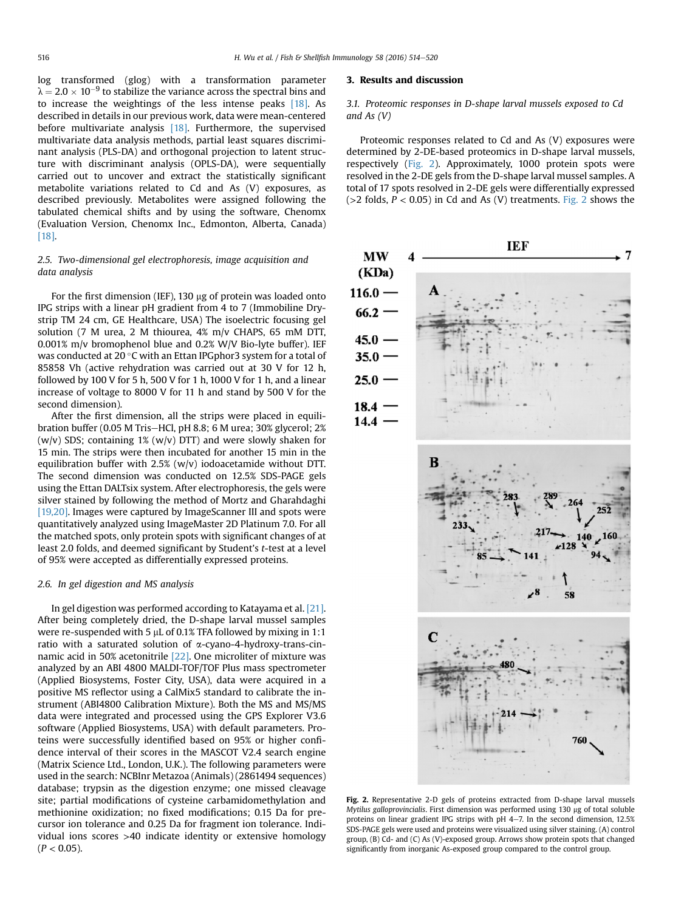log transformed (glog) with a transformation parameter $\lambda = 2.0 \times 10^{-9}$ to stabilize the variance across the spectral bins and to increase the weightings of the less intense peaks [18]. As described in details in our previous work, data were mean-centered before multivariate analysis [18]. Furthermore, the supervised multivariate data analysis methods, partial least squares discriminant analysis (PLS-DA) and orthogonal projection to latent structure with discriminant analysis (OPLS-DA), were sequentially carried out to uncover and extract the statistically significant metabolite variations related to Cd and As (V) exposures, as described previously. Metabolites were assigned following the tabulated chemical shifts and by using the software, Chenomx (Evaluation Version, Chenomx Inc., Edmonton, Alberta, Canada) [18].

### 2.5. Two-dimensional gel electrophoresis, image acquisition and data analysis

For the first dimension (IEF), 130 μg of protein was loaded onto IPG strips with a linear pH gradient from 4 to 7 (Immobiline Drystrip TM 24 cm, GE Healthcare, USA) The isoelectric focusing gel solution (7 M urea, 2 M thiourea, 4% m/v CHAPS, 65 mM DTT, 0.001% m/v bromophenol blue and 0.2% W/V Bio-lyte buffer). IEF was conducted at 20 °C with an Ettan IPGphor3 system for a total of 85858 Vh (active rehydration was carried out at 30 V for 12 h, followed by 100 V for 5 h, 500 V for 1 h, 1000 V for 1 h, and a linear increase of voltage to 8000 V for 11 h and stand by 500 V for the second dimension).

After the first dimension, all the strips were placed in equilibration buffer (0.05 M Tris–HCl, pH 8.8; 6 M urea; 30% glycerol; 2% (w/v) SDS; containing 1% (w/v) DTT) and were slowly shaken for 15 min. The strips were then incubated for another 15 min in the equilibration buffer with 2.5% (w/v) iodoacetamide without DTT. The second dimension was conducted on 12.5% SDS-PAGE gels using the Ettan DALTsix system. After electrophoresis, the gels were silver stained by following the method of Mortz and Gharahdaghi [19,20]. Images were captured by ImageScanner III and spots were quantitatively analyzed using ImageMaster 2D Platinum 7.0. For all the matched spots, only protein spots with significant changes of at least 2.0 folds, and deemed significant by Student's t-test at a level of 95% were accepted as differentially expressed proteins.

### 2.6. In gel digestion and MS analysis

In gel digestion was performed according to Katayama et al. [21]. After being completely dried, the D-shape larval mussel samples were re-suspended with 5 μL of 0.1% TFA followed by mixing in 1:1 ratio with a saturated solution of α-cyano-4-hydroxy-trans-cinnamic acid in 50% acetonitrile [22]. One microliter of mixture was analyzed by an ABI 4800 MALDI-TOF/TOF Plus mass spectrometer (Applied Biosystems, Foster City, USA), data were acquired in a positive MS reflector using a CalMix5 standard to calibrate the instrument (ABI4800 Calibration Mixture). Both the MS and MS/MS data were integrated and processed using the GPS Explorer V3.6 software (Applied Biosystems, USA) with default parameters. Proteins were successfully identified based on 95% or higher confidence interval of their scores in the MASCOT V2.4 search engine (Matrix Science Ltd., London, U.K.). The following parameters were used in the search: NCBInr Metazoa (Animals) (2861494 sequences) database; trypsin as the digestion enzyme; one missed cleavage site; partial modifications of cysteine carbamidomethylation and methionine oxidization; no fixed modifications; 0.15 Da for precursor ion tolerance and 0.25 Da for fragment ion tolerance. Individual ions scores >40 indicate identity or extensive homology ($P < 0.05$).

## 3. Results and discussion

### 3.1. Proteomic responses in D-shape larval mussels exposed to Cd and As (V)

Proteomic responses related to Cd and As (V) exposures were determined by 2-DE-based proteomics in D-shape larval mussels, respectively (Fig. 2). Approximately, 1000 protein spots were resolved in the 2-DE gels from the D-shape larval mussel samples. A total of 17 spots resolved in 2-DE gels were differentially expressed (>2 folds, $P < 0.05$) in Cd and As (V) treatments. Fig. 2 shows the

**Fig. 2.** Representative 2-D gels of proteins extracted from D-shape larval mussels *Mytilus galloprovincialis*. First dimension was performed using 130 μg of total soluble proteins on linear gradient IPG strips with pH 4–7. In the second dimension, 12.5% SDS-PAGE gels were used and proteins were visualized using silver staining. (A) control group, (B) Cd- and (C) As (V)-exposed group. Arrows show protein spots that changed significantly from inorganic As-exposed group compared to the control group.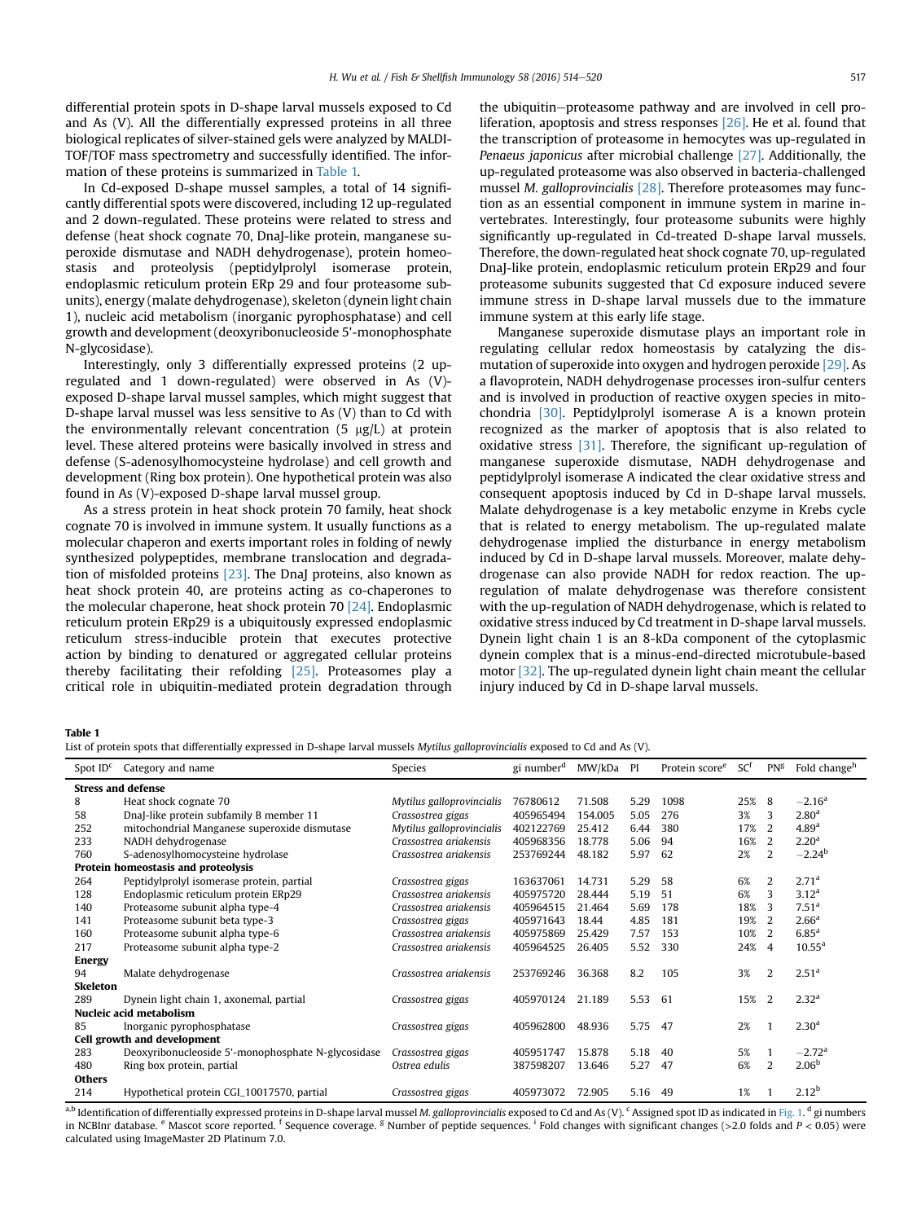differential protein spots in D-shape larval mussels exposed to Cd and As (V). All the differentially expressed proteins in all three biological replicates of silver-stained gels were analyzed by MALDI-TOF/TOF mass spectrometry and successfully identified. The information of these proteins is summarized in Table 1.

In Cd-exposed D-shape mussel samples, a total of 14 significantly differential spots were discovered, including 12 up-regulated and 2 down-regulated. These proteins were related to stress and defense (heat shock cognate 70, DnaJ-like protein, manganese superoxide dismutase and NADH dehydrogenase), protein homeostasis and proteolysis (peptidylprolyl isomerase protein, endoplasmic reticulum protein ERp 29 and four proteasome subunits), energy (malate dehydrogenase), skeleton (dynein light chain 1), nucleic acid metabolism (inorganic pyrophosphatase) and cell growth and development (deoxyribonucleoside 5'-monophosphate N-glycosidase).

Interestingly, only 3 differentially expressed proteins (2 up-regulated and 1 down-regulated) were observed in As (V)-exposed D-shape larval mussel samples, which might suggest that D-shape larval mussel was less sensitive to As (V) than to Cd with the environmentally relevant concentration (5 μg/L) at protein level. These altered proteins were basically involved in stress and defense (S-adenosylhomocysteine hydrolase) and cell growth and development (Ring box protein). One hypothetical protein was also found in As (V)-exposed D-shape larval mussel group.

As a stress protein in heat shock protein 70 family, heat shock cognate 70 is involved in immune system. It usually functions as a molecular chaperon and exerts important roles in folding of newly synthesized polypeptides, membrane translocation and degradation of misfolded proteins [23]. The DnaJ proteins, also known as heat shock protein 40, are proteins acting as co-chaperones to the molecular chaperone, heat shock protein 70 [24]. Endoplasmic reticulum protein ERp29 is a ubiquitously expressed endoplasmic reticulum stress-inducible protein that executes protective action by binding to denatured or aggregated cellular proteins thereby facilitating their refolding [25]. Proteasomes play a critical role in ubiquitin-mediated protein degradation through the ubiquitin–proteasome pathway and are involved in cell proliferation, apoptosis and stress responses [26]. He et al. found that the transcription of proteasome in hemocytes was up-regulated in *Penaeus japonicus* after microbial challenge [27]. Additionally, the up-regulated proteasome was also observed in bacteria-challenged mussel *M. galloprovincialis* [28]. Therefore proteasomes may function as an essential component in immune system in marine invertebrates. Interestingly, four proteasome subunits were highly significantly up-regulated in Cd-treated D-shape larval mussels. Therefore, the down-regulated heat shock cognate 70, up-regulated DnaJ-like protein, endoplasmic reticulum protein ERp29 and four proteasome subunits suggested that Cd exposure induced severe immune stress in D-shape larval mussels due to the immature immune system at this early life stage.

Manganese superoxide dismutase plays an important role in regulating cellular redox homeostasis by catalyzing the dismutation of superoxide into oxygen and hydrogen peroxide [29]. As a flavoprotein, NADH dehydrogenase processes iron-sulfur centers and is involved in production of reactive oxygen species in mitochondria [30]. Peptidylprolyl isomerase A is a known protein recognized as the marker of apoptosis that is also related to oxidative stress [31]. Therefore, the significant up-regulation of manganese superoxide dismutase, NADH dehydrogenase and peptidylprolyl isomerase A indicated the clear oxidative stress and consequent apoptosis induced by Cd in D-shape larval mussels. Malate dehydrogenase is a key metabolic enzyme in Krebs cycle that is related to energy metabolism. The up-regulated malate dehydrogenase implied the disturbance in energy metabolism induced by Cd in D-shape larval mussels. Moreover, malate dehydrogenase can also provide NADH for redox reaction. The up-regulation of malate dehydrogenase was therefore consistent with the up-regulation of NADH dehydrogenase, which is related to oxidative stress induced by Cd treatment in D-shape larval mussels. Dynein light chain 1 is an 8-kDa component of the cytoplasmic dynein complex that is a minus-end-directed microtubule-based motor [32]. The up-regulated dynein light chain meant the cellular injury induced by Cd in D-shape larval mussels.

**Table 1**
List of protein spots that differentially expressed in D-shape larval mussels *Mytilus galloprovincialis* exposed to Cd and As (V).

| Spot ID[c] | Category and name | Species | gi number[d] | MW/kDa | PI | Protein score[e] | SC[f] | PN[g] | Fold change[h] |
|---|---|---|---|---|---|---|---|---|---|
| **Stress and defense** | | | | | | | | | |
| 8 | Heat shock cognate 70 | *Mytilus galloprovincialis* | 76780612 | 71.508 | 5.29 | 1098 | 25% | 8 | −2.16[a] |
| 58 | DnaJ-like protein subfamily B member 11 | *Crassostrea gigas* | 405965494 | 154.005 | 5.05 | 276 | 3% | 3 | 2.80[a] |
| 252 | mitochondrial Manganese superoxide dismutase | *Mytilus galloprovincialis* | 402122769 | 25.412 | 6.44 | 380 | 17% | 2 | 4.89[a] |
| 233 | NADH dehydrogenase | *Crassostrea ariakensis* | 405968356 | 18.778 | 5.06 | 94 | 16% | 2 | 2.20[a] |
| 760 | S-adenosylhomocysteine hydrolase | *Crassostrea ariakensis* | 253769244 | 48.182 | 5.97 | 62 | 2% | 2 | −2.24[b] |
| **Protein homeostasis and proteolysis** | | | | | | | | | |
| 264 | Peptidylprolyl isomerase protein, partial | *Crassostrea gigas* | 163637061 | 14.731 | 5.29 | 58 | 6% | 2 | 2.71[a] |
| 128 | Endoplasmic reticulum protein ERp29 | *Crassostrea ariakensis* | 405975720 | 28.444 | 5.19 | 51 | 6% | 3 | 3.12[a] |
| 140 | Proteasome subunit alpha type-4 | *Crassostrea ariakensis* | 405964515 | 21.464 | 5.69 | 178 | 18% | 3 | 7.51[a] |
| 141 | Proteasome subunit beta type-3 | *Crassostrea gigas* | 405971643 | 18.44 | 4.85 | 181 | 19% | 2 | 2.66[a] |
| 160 | Proteasome subunit alpha type-6 | *Crassostrea ariakensis* | 405975869 | 25.429 | 7.57 | 153 | 10% | 2 | 6.85[a] |
| 217 | Proteasome subunit alpha type-2 | *Crassostrea ariakensis* | 405964525 | 26.405 | 5.52 | 330 | 24% | 4 | 10.55[a] |
| **Energy** | | | | | | | | | |
| 94 | Malate dehydrogenase | *Crassostrea ariakensis* | 253769246 | 36.368 | 8.2 | 105 | 3% | 2 | 2.51[a] |
| **Skeleton** | | | | | | | | | |
| 289 | Dynein light chain 1, axonemal, partial | *Crassostrea gigas* | 405970124 | 21.189 | 5.53 | 61 | 15% | 2 | 2.32[a] |
| **Nucleic acid metabolism** | | | | | | | | | |
| 85 | Inorganic pyrophosphatase | *Crassostrea gigas* | 405962800 | 48.936 | 5.75 | 47 | 2% | 1 | 2.30[a] |
| **Cell growth and development** | | | | | | | | | |
| 283 | Deoxyribonucleoside 5'-monophosphate N-glycosidase | *Crassostrea gigas* | 405951747 | 15.878 | 5.18 | 40 | 5% | 1 | −2.72[a] |
| 480 | Ring box protein, partial | *Ostrea edulis* | 387598207 | 13.646 | 5.27 | 47 | 6% | 2 | 2.06[b] |
| **Others** | | | | | | | | | |
| 214 | Hypothetical protein CGI_10017570, partial | *Crassostrea gigas* | 405973072 | 72.905 | 5.16 | 49 | 1% | 1 | 2.12[b] |

[a,b] Identification of differentially expressed proteins in D-shape larval mussel *M. galloprovincialis* exposed to Cd and As (V). [c] Assigned spot ID as indicated in Fig. 1. [d] gi numbers in NCBInr database. [e] Mascot score reported. [f] Sequence coverage. [g] Number of peptide sequences. [i] Fold changes with significant changes (>2.0 folds and $P < 0.05$) were calculated using ImageMaster 2D Platinum 7.0.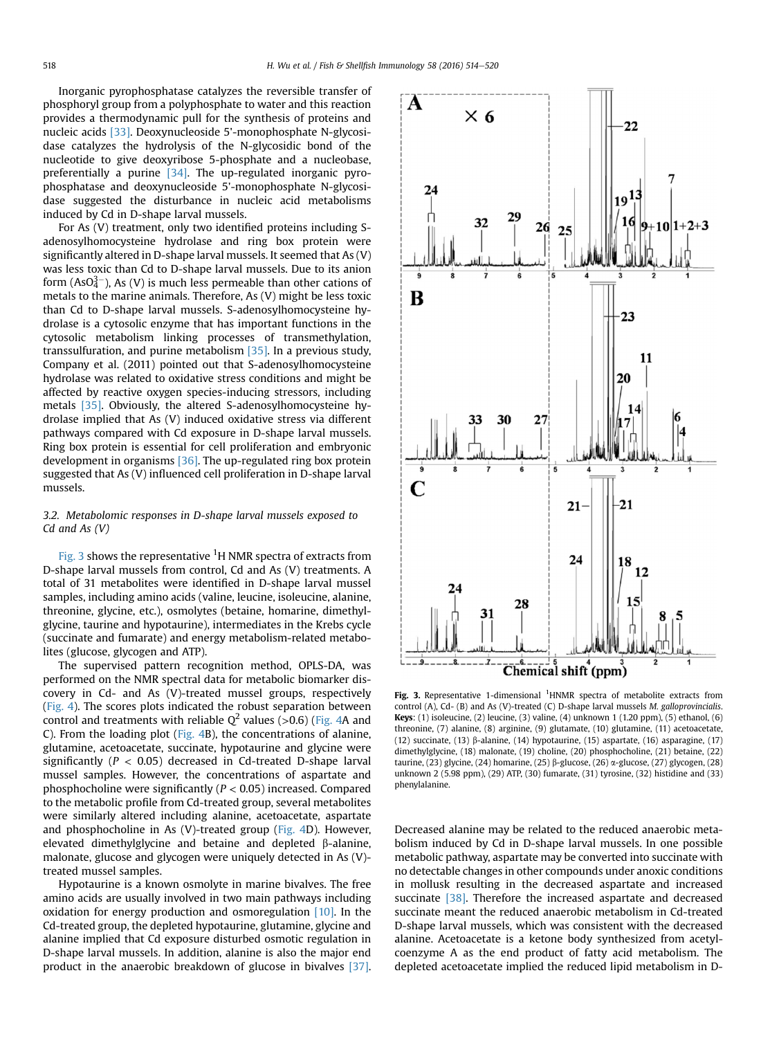Inorganic pyrophosphatase catalyzes the reversible transfer of phosphoryl group from a polyphosphate to water and this reaction provides a thermodynamic pull for the synthesis of proteins and nucleic acids [33]. Deoxynucleoside 5'-monophosphate N-glycosidase catalyzes the hydrolysis of the N-glycosidic bond of the nucleotide to give deoxyribose 5-phosphate and a nucleobase, preferentially a purine [34]. The up-regulated inorganic pyrophosphatase and deoxynucleoside 5'-monophosphate N-glycosidase suggested the disturbance in nucleic acid metabolisms induced by Cd in D-shape larval mussels.

For As (V) treatment, only two identified proteins including S-adenosylhomocysteine hydrolase and ring box protein were significantly altered in D-shape larval mussels. It seemed that As (V) was less toxic than Cd to D-shape larval mussels. Due to its anion form ($AsO_4^{3-}$), As (V) is much less permeable than other cations of metals to the marine animals. Therefore, As (V) might be less toxic than Cd to D-shape larval mussels. S-adenosylhomocysteine hydrolase is a cytosolic enzyme that has important functions in the cytosolic metabolism linking processes of transmethylation, transsulfuration, and purine metabolism [35]. In a previous study, Company et al. (2011) pointed out that S-adenosylhomocysteine hydrolase was related to oxidative stress conditions and might be affected by reactive oxygen species-inducing stressors, including metals [35]. Obviously, the altered S-adenosylhomocysteine hydrolase implied that As (V) induced oxidative stress via different pathways compared with Cd exposure in D-shape larval mussels. Ring box protein is essential for cell proliferation and embryonic development in organisms [36]. The up-regulated ring box protein suggested that As (V) influenced cell proliferation in D-shape larval mussels.

### 3.2. Metabolomic responses in D-shape larval mussels exposed to Cd and As (V)

Fig. 3 shows the representative $^1$H NMR spectra of extracts from D-shape larval mussels from control, Cd and As (V) treatments. A total of 31 metabolites were identified in D-shape larval mussel samples, including amino acids (valine, leucine, isoleucine, alanine, threonine, glycine, etc.), osmolytes (betaine, homarine, dimethylglycine, taurine and hypotaurine), intermediates in the Krebs cycle (succinate and fumarate) and energy metabolism-related metabolites (glucose, glycogen and ATP).

The supervised pattern recognition method, OPLS-DA, was performed on the NMR spectral data for metabolic biomarker discovery in Cd- and As (V)-treated mussel groups, respectively (Fig. 4). The scores plots indicated the robust separation between control and treatments with reliable $Q^2$ values (>0.6) (Fig. 4A and C). From the loading plot (Fig. 4B), the concentrations of alanine, glutamine, acetoacetate, succinate, hypotaurine and glycine were significantly ($P < 0.05$) decreased in Cd-treated D-shape larval mussel samples. However, the concentrations of aspartate and phosphocholine were significantly ($P < 0.05$) increased. Compared to the metabolic profile from Cd-treated group, several metabolites were similarly altered including alanine, acetoacetate, aspartate and phosphocholine in As (V)-treated group (Fig. 4D). However, elevated dimethylglycine and betaine and depleted β-alanine, malonate, glucose and glycogen were uniquely detected in As (V)-treated mussel samples.

Hypotaurine is a known osmolyte in marine bivalves. The free amino acids are usually involved in two main pathways including oxidation for energy production and osmoregulation [10]. In the Cd-treated group, the depleted hypotaurine, glutamine, glycine and alanine implied that Cd exposure disturbed osmotic regulation in D-shape larval mussels. In addition, alanine is also the major end product in the anaerobic breakdown of glucose in bivalves [37]. Decreased alanine may be related to the reduced anaerobic metabolism induced by Cd in D-shape larval mussels. In one possible metabolic pathway, aspartate may be converted into succinate with no detectable changes in other compounds under anoxic conditions in mollusk resulting in the decreased aspartate and increased succinate [38]. Therefore the increased aspartate and decreased succinate meant the reduced anaerobic metabolism in Cd-treated D-shape larval mussels, which was consistent with the decreased alanine. Acetoacetate is a ketone body synthesized from acetyl-coenzyme A as the end product of fatty acid metabolism. The depleted acetoacetate implied the reduced lipid metabolism in D-

**Fig. 3.** Representative 1-dimensional $^1$HNMR spectra of metabolite extracts from control (A), Cd- (B) and As (V)-treated (C) D-shape larval mussels *M. galloprovincialis*. **Keys**: (1) isoleucine, (2) leucine, (3) valine, (4) unknown 1 (1.20 ppm), (5) ethanol, (6) threonine, (7) alanine, (8) arginine, (9) glutamate, (10) glutamine, (11) acetoacetate, (12) succinate, (13) β-alanine, (14) hypotaurine, (15) aspartate, (16) asparagine, (17) dimethylglycine, (18) malonate, (19) choline, (20) phosphocholine, (21) betaine, (22) taurine, (23) glycine, (24) homarine, (25) β-glucose, (26) α-glucose, (27) glycogen, (28) unknown 2 (5.98 ppm), (29) ATP, (30) fumarate, (31) tyrosine, (32) histidine and (33) phenylalanine.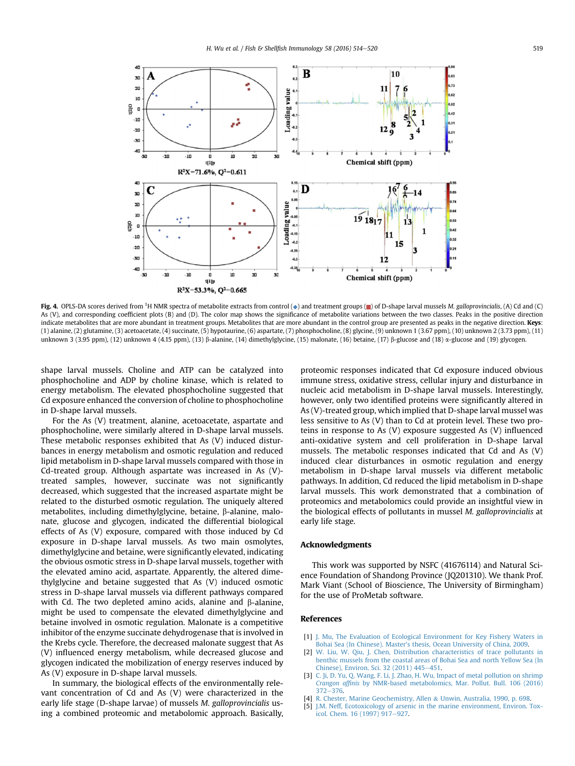**Fig. 4.** OPLS-DA scores derived from $^1$H NMR spectra of metabolite extracts from control (◆) and treatment groups (■) of D-shape larval mussels *M. galloprovincialis*, (A) Cd and (C) As (V), and corresponding coefficient plots (B) and (D). The color map shows the significance of metabolite variations between the two classes. Peaks in the positive direction indicate metabolites that are more abundant in treatment groups. Metabolites that are more abundant in the control group are presented as peaks in the negative direction. **Keys**: (1) alanine, (2) glutamine, (3) acetoacetate, (4) succinate, (5) hypotaurine, (6) aspartate, (7) phosphocholine, (8) glycine, (9) unknown 1 (3.67 ppm), (10) unknown 2 (3.73 ppm), (11) unknown 3 (3.95 ppm), (12) unknown 4 (4.15 ppm), (13) β-alanine, (14) dimethylglycine, (15) malonate, (16) betaine, (17) β-glucose and (18) α-glucose and (19) glycogen.

shape larval mussels. Choline and ATP can be catalyzed into phosphocholine and ADP by choline kinase, which is related to energy metabolism. The elevated phosphocholine suggested that Cd exposure enhanced the conversion of choline to phosphocholine in D-shape larval mussels.

For the As (V) treatment, alanine, acetoacetate, aspartate and phosphocholine, were similarly altered in D-shape larval mussels. These metabolic responses exhibited that As (V) induced disturbances in energy metabolism and osmotic regulation and reduced lipid metabolism in D-shape larval mussels compared with those in Cd-treated group. Although aspartate was increased in As (V)-treated samples, however, succinate was not significantly decreased, which suggested that the increased aspartate might be related to the disturbed osmotic regulation. The uniquely altered metabolites, including dimethylglycine, betaine, β-alanine, malonate, glucose and glycogen, indicated the differential biological effects of As (V) exposure, compared with those induced by Cd exposure in D-shape larval mussels. As two main osmolytes, dimethylglycine and betaine, were significantly elevated, indicating the obvious osmotic stress in D-shape larval mussels, together with the elevated amino acid, aspartate. Apparently, the altered dimethylglycine and betaine suggested that As (V) induced osmotic stress in D-shape larval mussels via different pathways compared with Cd. The two depleted amino acids, alanine and β-alanine, might be used to compensate the elevated dimethylglycine and betaine involved in osmotic regulation. Malonate is a competitive inhibitor of the enzyme succinate dehydrogenase that is involved in the Krebs cycle. Therefore, the decreased malonate suggest that As (V) influenced energy metabolism, while decreased glucose and glycogen indicated the mobilization of energy reserves induced by As (V) exposure in D-shape larval mussels.

In summary, the biological effects of the environmentally relevant concentration of Cd and As (V) were characterized in the early life stage (D-shape larvae) of mussels *M. galloprovincialis* using a combined proteomic and metabolomic approach. Basically, proteomic responses indicated that Cd exposure induced obvious immune stress, oxidative stress, cellular injury and disturbance in nucleic acid metabolism in D-shape larval mussels. Interestingly, however, only two identified proteins were significantly altered in As (V)-treated group, which implied that D-shape larval mussel was less sensitive to As (V) than to Cd at protein level. These two proteins in response to As (V) exposure suggested As (V) influenced anti-oxidative system and cell proliferation in D-shape larval mussels. The metabolic responses indicated that Cd and As (V) induced clear disturbances in osmotic regulation and energy metabolism in D-shape larval mussels via different metabolic pathways. In addition, Cd reduced the lipid metabolism in D-shape larval mussels. This work demonstrated that a combination of proteomics and metabolomics could provide an insightful view in the biological effects of pollutants in mussel *M. galloprovincialis* at early life stage.

## Acknowledgments

This work was supported by NSFC (41676114) and Natural Science Foundation of Shandong Province (JQ201310). We thank Prof. Mark Viant (School of Bioscience, The University of Birmingham) for the use of ProMetab software.

## References

[1] J. Mu, The Evaluation of Ecological Environment for Key Fishery Waters in Bohai Sea (In Chinese). Master's thesis, Ocean University of China, 2009.
[2] W. Liu, W. Qiu, J. Chen, Distribution characteristics of trace pollutants in benthic mussels from the coastal areas of Bohai Sea and north Yellow Sea (In Chinese), Environ. Sci. 32 (2011) 445–451.
[3] C. Ji, D. Yu, Q. Wang, F. Li, J. Zhao, H. Wu, Impact of metal pollution on shrimp *Crangon affinis* by NMR-based metabolomics, Mar. Pollut. Bull. 106 (2016) 372–376.
[4] R. Chester, Marine Geochemistry, Allen & Unwin, Australia, 1990, p. 698.
[5] J.M. Neff, Ecotoxicology of arsenic in the marine environment, Environ. Toxicol. Chem. 16 (1997) 917–927.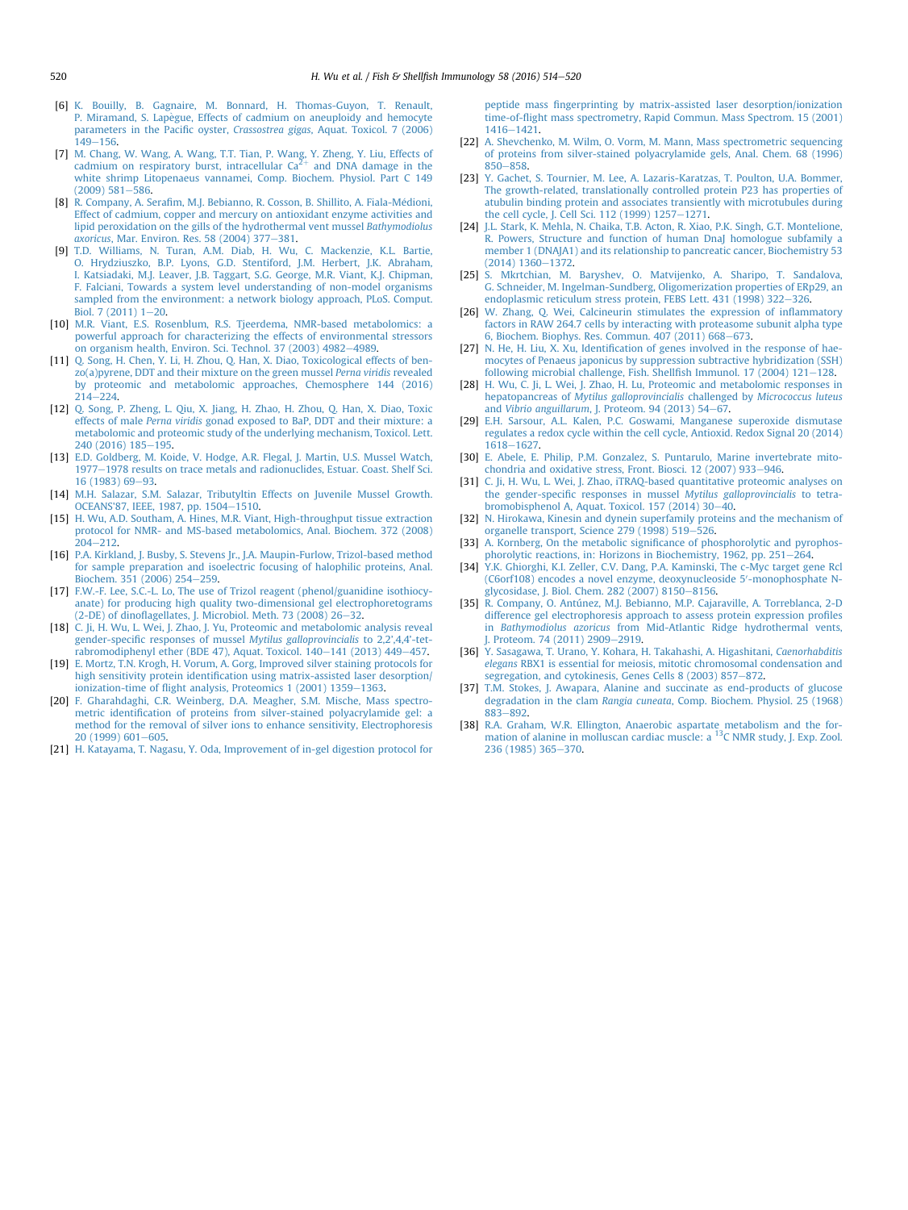[6] K. Bouilly, B. Gagnaire, M. Bonnard, H. Thomas-Guyon, T. Renault, P. Miramand, S. Lapègue, Effects of cadmium on aneuploidy and hemocyte parameters in the Pacific oyster, *Crassostrea gigas*, Aquat. Toxicol. 7 (2006) 149–156.

[7] M. Chang, W. Wang, A. Wang, T.T. Tian, P. Wang, Y. Zheng, Y. Liu, Effects of cadmium on respiratory burst, intracellular $Ca^{2+}$ and DNA damage in the white shrimp Litopenaeus vannamei, Comp. Biochem. Physiol. Part C 149 (2009) 581–586.

[8] R. Company, A. Serafim, M.J. Bebianno, R. Cosson, B. Shillito, A. Fiala-Médioni, Effect of cadmium, copper and mercury on antioxidant enzyme activities and lipid peroxidation on the gills of the hydrothermal vent mussel *Bathymodiolus axoricus*, Mar. Environ. Res. 58 (2004) 377–381.

[9] T.D. Williams, N. Turan, A.M. Diab, H. Wu, C. Mackenzie, K.L. Bartie, O. Hrydziuszko, B.P. Lyons, G.D. Stentiford, J.M. Herbert, J.K. Abraham, I. Katsiadaki, M.J. Leaver, J.B. Taggart, S.G. George, M.R. Viant, K.J. Chipman, F. Falciani, Towards a system level understanding of non-model organisms sampled from the environment: a network biology approach, PLoS. Comput. Biol. 7 (2011) 1–20.

[10] M.R. Viant, E.S. Rosenblum, R.S. Tjeerdema, NMR-based metabolomics: a powerful approach for characterizing the effects of environmental stressors on organism health, Environ. Sci. Technol. 37 (2003) 4982–4989.

[11] Q. Song, H. Chen, Y. Li, H. Zhou, Q. Han, X. Diao, Toxicological effects of benzo(a)pyrene, DDT and their mixture on the green mussel *Perna viridis* revealed by proteomic and metabolomic approaches, Chemosphere 144 (2016) 214–224.

[12] Q. Song, P. Zheng, L. Qiu, X. Jiang, H. Zhao, H. Zhou, Q. Han, X. Diao, Toxic effects of male *Perna viridis* gonad exposed to BaP, DDT and their mixture: a metabolomic and proteomic study of the underlying mechanism, Toxicol. Lett. 240 (2016) 185–195.

[13] E.D. Goldberg, M. Koide, V. Hodge, A.R. Flegal, J. Martin, U.S. Mussel Watch, 1977–1978 results on trace metals and radionuclides, Estuar. Coast. Shelf Sci. 16 (1983) 69–93.

[14] M.H. Salazar, S.M. Salazar, Tributyltin Effects on Juvenile Mussel Growth. OCEANS'87, IEEE, 1987, pp. 1504–1510.

[15] H. Wu, A.D. Southam, A. Hines, M.R. Viant, High-throughput tissue extraction protocol for NMR- and MS-based metabolomics, Anal. Biochem. 372 (2008) 204–212.

[16] P.A. Kirkland, J. Busby, S. Stevens Jr., J.A. Maupin-Furlow, Trizol-based method for sample preparation and isoelectric focusing of halophilic proteins, Anal. Biochem. 351 (2006) 254–259.

[17] F.W.-F. Lee, S.C.-L. Lo, The use of Trizol reagent (phenol/guanidine isothiocyanate) for producing high quality two-dimensional gel electrophoretograms (2-DE) of dinoflagellates, J. Microbiol. Meth. 73 (2008) 26–32.

[18] C. Ji, H. Wu, L. Wei, J. Zhao, J. Yu, Proteomic and metabolomic analysis reveal gender-specific responses of mussel *Mytilus galloprovincialis* to 2,2',4,4'-tetrabromodiphenyl ether (BDE 47), Aquat. Toxicol. 140–141 (2013) 449–457.

[19] E. Mortz, T.N. Krogh, H. Vorum, A. Gorg, Improved silver staining protocols for high sensitivity protein identification using matrix-assisted laser desorption/ionization-time of flight analysis, Proteomics 1 (2001) 1359–1363.

[20] F. Gharahdaghi, C.R. Weinberg, D.A. Meagher, S.M. Mische, Mass spectrometric identification of proteins from silver-stained polyacrylamide gel: a method for the removal of silver ions to enhance sensitivity, Electrophoresis 20 (1999) 601–605.

[21] H. Katayama, T. Nagasu, Y. Oda, Improvement of in-gel digestion protocol for peptide mass fingerprinting by matrix-assisted laser desorption/ionization time-of-flight mass spectrometry, Rapid Commun. Mass Spectrom. 15 (2001) 1416–1421.

[22] A. Shevchenko, M. Wilm, O. Vorm, M. Mann, Mass spectrometric sequencing of proteins from silver-stained polyacrylamide gels, Anal. Chem. 68 (1996) 850–858.

[23] Y. Gachet, S. Tournier, M. Lee, A. Lazaris-Karatzas, T. Poulton, U.A. Bommer, The growth-related, translationally controlled protein P23 has properties of atubulin binding protein and associates transiently with microtubules during the cell cycle, J. Cell Sci. 112 (1999) 1257–1271.

[24] J.L. Stark, K. Mehla, N. Chaika, T.B. Acton, R. Xiao, P.K. Singh, G.T. Montelione, R. Powers, Structure and function of human DnaJ homologue subfamily a member 1 (DNAJA1) and its relationship to pancreatic cancer, Biochemistry 53 (2014) 1360–1372.

[25] S. Mkrtchian, M. Baryshev, O. Matvijenko, A. Sharipo, T. Sandalova, G. Schneider, M. Ingelman-Sundberg, Oligomerization properties of ERp29, an endoplasmic reticulum stress protein, FEBS Lett. 431 (1998) 322–326.

[26] W. Zhang, Q. Wei, Calcineurin stimulates the expression of inflammatory factors in RAW 264.7 cells by interacting with proteasome subunit alpha type 6, Biochem. Biophys. Res. Commun. 407 (2011) 668–673.

[27] N. He, H. Liu, X. Xu, Identification of genes involved in the response of haemocytes of Penaeus japonicus by suppression subtractive hybridization (SSH) following microbial challenge, Fish. Shellfish Immunol. 17 (2004) 121–128.

[28] H. Wu, C. Ji, L. Wei, J. Zhao, H. Lu, Proteomic and metabolomic responses in hepatopancreas of *Mytilus galloprovincialis* challenged by *Micrococcus luteus* and *Vibrio anguillarum*, J. Proteom. 94 (2013) 54–67.

[29] E.H. Sarsour, A.L. Kalen, P.C. Goswami, Manganese superoxide dismutase regulates a redox cycle within the cell cycle, Antioxid. Redox Signal 20 (2014) 1618–1627.

[30] E. Abele, E. Philip, P.M. Gonzalez, S. Puntarulo, Marine invertebrate mitochondria and oxidative stress, Front. Biosci. 12 (2007) 933–946.

[31] C. Ji, H. Wu, L. Wei, J. Zhao, iTRAQ-based quantitative proteomic analyses on the gender-specific responses in mussel *Mytilus galloprovincialis* to tetrabromobisphenol A, Aquat. Toxicol. 157 (2014) 30–40.

[32] N. Hirokawa, Kinesin and dynein superfamily proteins and the mechanism of organelle transport, Science 279 (1998) 519–526.

[33] A. Kornberg, On the metabolic significance of phosphorolytic and pyrophosphorolytic reactions, in: Horizons in Biochemistry, 1962, pp. 251–264.

[34] Y.K. Ghiorghi, K.I. Zeller, C.V. Dang, P.A. Kaminski, The c-Myc target gene Rcl (C6orf108) encodes a novel enzyme, deoxynucleoside 5'-monophosphate N-glycosidase, J. Biol. Chem. 282 (2007) 8150–8156.

[35] R. Company, O. Antúnez, M.J. Bebianno, M.P. Cajaraville, A. Torreblanca, 2-D difference gel electrophoresis approach to assess protein expression profiles in *Bathymodiolus azoricus* from Mid-Atlantic Ridge hydrothermal vents, J. Proteom. 74 (2011) 2909–2919.

[36] Y. Sasagawa, T. Urano, Y. Kohara, H. Takahashi, A. Higashitani, *Caenorhabditis elegans* RBX1 is essential for meiosis, mitotic chromosomal condensation and segregation, and cytokinesis, Genes Cells 8 (2003) 857–872.

[37] T.M. Stokes, J. Awapara, Alanine and succinate as end-products of glucose degradation in the clam *Rangia cuneata*, Comp. Biochem. Physiol. 25 (1968) 883–892.

[38] R.A. Graham, W.R. Ellington, Anaerobic aspartate metabolism and the formation of alanine in molluscan cardiac muscle: a $^{13}C$ NMR study, J. Exp. Zool. 236 (1985) 365–370.